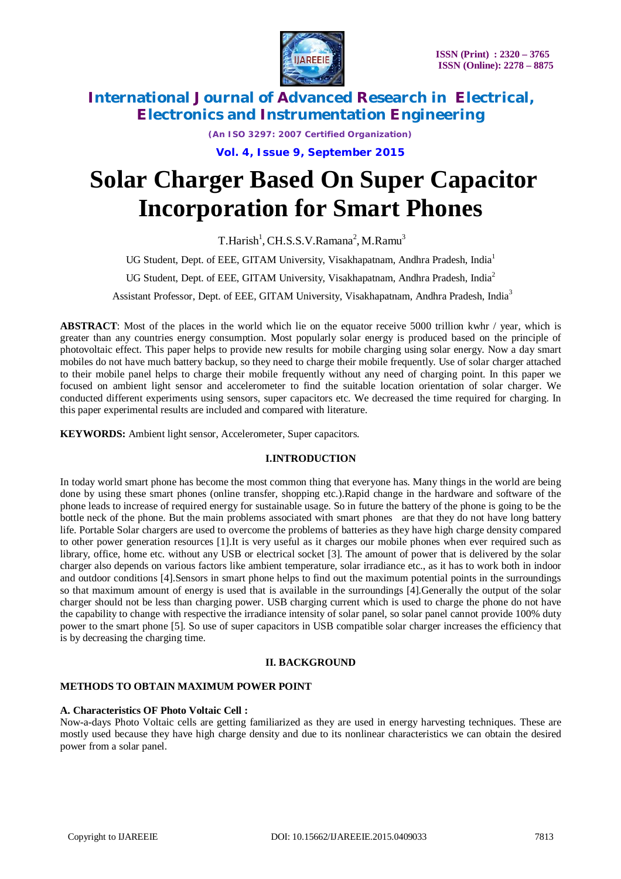# Solar Charger Based On Super Capacitor Incorporation for Smart Phones

T.Harish[1], CH.S.S.V.Ramana[2], M.Ramu[3]

UG Student, Dept. of EEE, GITAM University, Visakhapatnam, Andhra Pradesh, India[1]

UG Student, Dept. of EEE, GITAM University, Visakhapatnam, Andhra Pradesh, India[2]

Assistant Professor, Dept. of EEE, GITAM University, Visakhapatnam, Andhra Pradesh, India[3]

**ABSTRACT**: Most of the places in the world which lie on the equator receive 5000 trillion kwhr / year, which is greater than any countries energy consumption. Most popularly solar energy is produced based on the principle of photovoltaic effect. This paper helps to provide new results for mobile charging using solar energy. Now a day smart mobiles do not have much battery backup, so they need to charge their mobile frequently. Use of solar charger attached to their mobile panel helps to charge their mobile frequently without any need of charging point. In this paper we focused on ambient light sensor and accelerometer to find the suitable location orientation of solar charger. We conducted different experiments using sensors, super capacitors etc. We decreased the time required for charging. In this paper experimental results are included and compared with literature.

**KEYWORDS:** Ambient light sensor, Accelerometer, Super capacitors.

## I.INTRODUCTION

In today world smart phone has become the most common thing that everyone has. Many things in the world are being done by using these smart phones (online transfer, shopping etc.).Rapid change in the hardware and software of the phone leads to increase of required energy for sustainable usage. So in future the battery of the phone is going to be the bottle neck of the phone. But the main problems associated with smart phones are that they do not have long battery life. Portable Solar chargers are used to overcome the problems of batteries as they have high charge density compared to other power generation resources [1].It is very useful as it charges our mobile phones when ever required such as library, office, home etc. without any USB or electrical socket [3]. The amount of power that is delivered by the solar charger also depends on various factors like ambient temperature, solar irradiance etc., as it has to work both in indoor and outdoor conditions [4].Sensors in smart phone helps to find out the maximum potential points in the surroundings so that maximum amount of energy is used that is available in the surroundings [4].Generally the output of the solar charger should not be less than charging power. USB charging current which is used to charge the phone do not have the capability to change with respective the irradiance intensity of solar panel, so solar panel cannot provide 100% duty power to the smart phone [5]. So use of super capacitors in USB compatible solar charger increases the efficiency that is by decreasing the charging time.

## II. BACKGROUND

### METHODS TO OBTAIN MAXIMUM POWER POINT

#### A. Characteristics OF Photo Voltaic Cell :

Now-a-days Photo Voltaic cells are getting familiarized as they are used in energy harvesting techniques. These are mostly used because they have high charge density and due to its nonlinear characteristics we can obtain the desired power from a solar panel.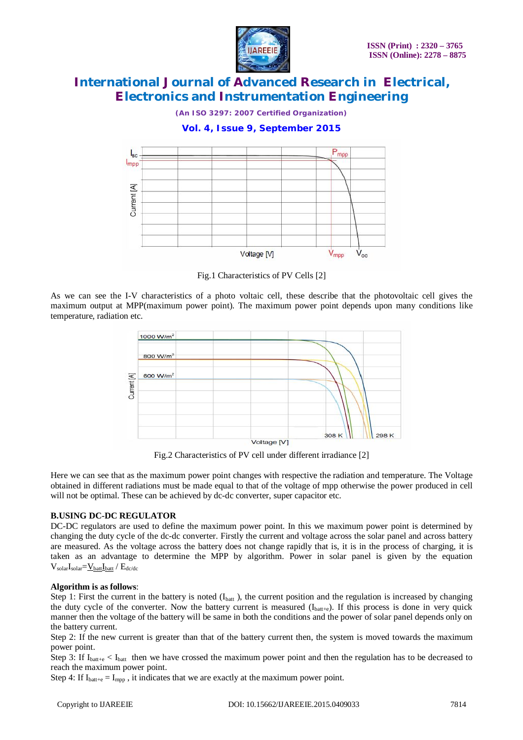Fig.1 Characteristics of PV Cells [2]

As we can see the I-V characteristics of a photo voltaic cell, these describe that the photovoltaic cell gives the maximum output at MPP(maximum power point). The maximum power point depends upon many conditions like temperature, radiation etc.

Fig.2 Characteristics of PV cell under different irradiance [2]

Here we can see that as the maximum power point changes with respective the radiation and temperature. The Voltage obtained in different radiations must be made equal to that of the voltage of mpp otherwise the power produced in cell will not be optimal. These can be achieved by dc-dc converter, super capacitor etc.

**B.USING DC-DC REGULATOR**

DC-DC regulators are used to define the maximum power point. In this we maximum power point is determined by changing the duty cycle of the dc-dc converter. Firstly the current and voltage across the solar panel and across battery are measured. As the voltage across the battery does not change rapidly that is, it is in the process of charging, it is taken as an advantage to determine the MPP by algorithm. Power in solar panel is given by the equation $V_{solar}I_{solar}=\underline{V_{batt}I_{batt}} / E_{dc/dc}$

**Algorithm is as follows**:

Step 1: First the current in the battery is noted ($I_{batt}$ ), the current position and the regulation is increased by changing the duty cycle of the converter. Now the battery current is measured ($I_{batt+e}$). If this process is done in very quick manner then the voltage of the battery will be same in both the conditions and the power of solar panel depends only on the battery current.

Step 2: If the new current is greater than that of the battery current then, the system is moved towards the maximum power point.

Step 3: If $I_{batt+e} < I_{batt}$ then we have crossed the maximum power point and then the regulation has to be decreased to reach the maximum power point.

Step 4: If $I_{batt+e} = I_{mpp}$ , it indicates that we are exactly at the maximum power point.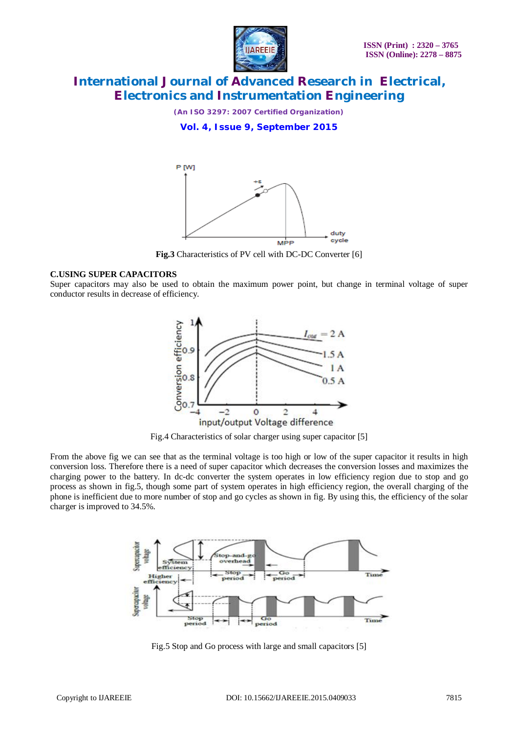**Fig.3** Characteristics of PV cell with DC-DC Converter [6]

### C.USING SUPER CAPACITORS

Super capacitors may also be used to obtain the maximum power point, but change in terminal voltage of super conductor results in decrease of efficiency.

Fig.4 Characteristics of solar charger using super capacitor [5]

From the above fig we can see that as the terminal voltage is too high or low of the super capacitor it results in high conversion loss. Therefore there is a need of super capacitor which decreases the conversion losses and maximizes the charging power to the battery. In dc-dc converter the system operates in low efficiency region due to stop and go process as shown in fig.5, though some part of system operates in high efficiency region, the overall charging of the phone is inefficient due to more number of stop and go cycles as shown in fig. By using this, the efficiency of the solar charger is improved to 34.5%.

Fig.5 Stop and Go process with large and small capacitors [5]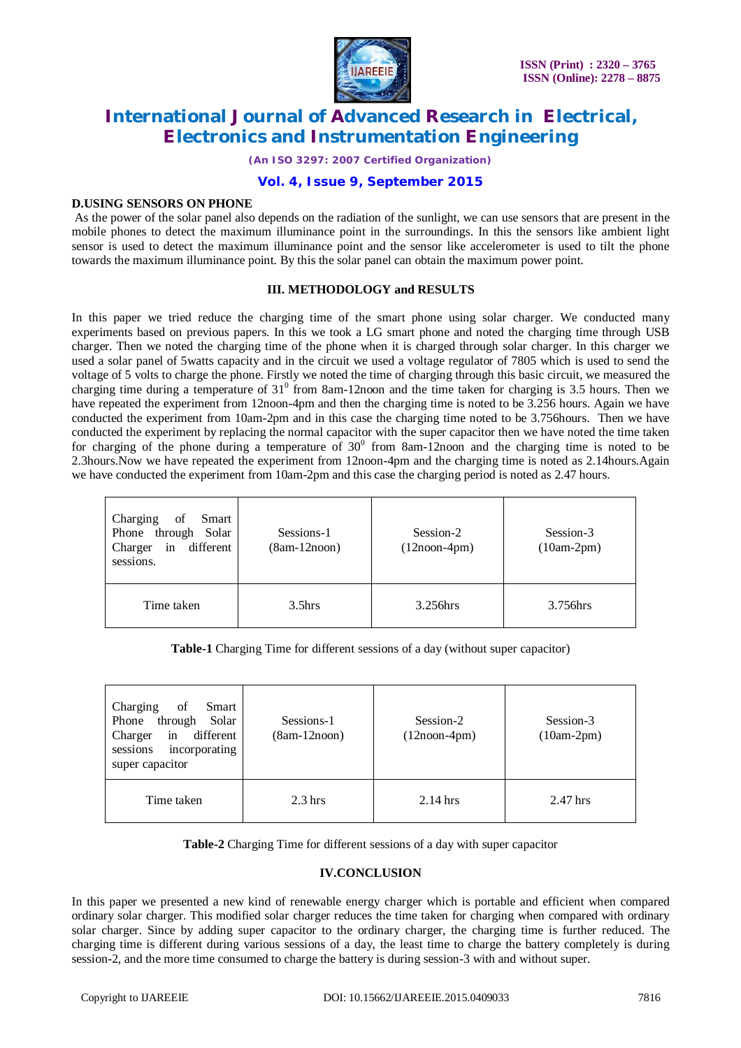### D.USING SENSORS ON PHONE

As the power of the solar panel also depends on the radiation of the sunlight, we can use sensors that are present in the mobile phones to detect the maximum illuminance point in the surroundings. In this the sensors like ambient light sensor is used to detect the maximum illuminance point and the sensor like accelerometer is used to tilt the phone towards the maximum illuminance point. By this the solar panel can obtain the maximum power point.

## III. METHODOLOGY and RESULTS

In this paper we tried reduce the charging time of the smart phone using solar charger. We conducted many experiments based on previous papers. In this we took a LG smart phone and noted the charging time through USB charger. Then we noted the charging time of the phone when it is charged through solar charger. In this charger we used a solar panel of 5watts capacity and in the circuit we used a voltage regulator of 7805 which is used to send the voltage of 5 volts to charge the phone. Firstly we noted the time of charging through this basic circuit, we measured the charging time during a temperature of $31^0$ from 8am-12noon and the time taken for charging is 3.5 hours. Then we have repeated the experiment from 12noon-4pm and then the charging time is noted to be 3.256 hours. Again we have conducted the experiment from 10am-2pm and in this case the charging time noted to be 3.756hours. Then we have conducted the experiment by replacing the normal capacitor with the super capacitor then we have noted the time taken for charging of the phone during a temperature of $30^0$ from 8am-12noon and the charging time is noted to be 2.3hours.Now we have repeated the experiment from 12noon-4pm and the charging time is noted as 2.14hours.Again we have conducted the experiment from 10am-2pm and this case the charging period is noted as 2.47 hours.

| Charging of Smart Phone through Solar Charger in different sessions. | Sessions-1 (8am-12noon) | Session-2 (12noon-4pm) | Session-3 (10am-2pm) |
|---|---|---|---|
| Time taken | 3.5hrs | 3.256hrs | 3.756hrs |

**Table-1** Charging Time for different sessions of a day (without super capacitor)

| Charging of Smart Phone through Solar Charger in different sessions incorporating super capacitor | Sessions-1 (8am-12noon) | Session-2 (12noon-4pm) | Session-3 (10am-2pm) |
|---|---|---|---|
| Time taken | 2.3 hrs | 2.14 hrs | 2.47 hrs |

**Table-2** Charging Time for different sessions of a day with super capacitor

## IV.CONCLUSION

In this paper we presented a new kind of renewable energy charger which is portable and efficient when compared ordinary solar charger. This modified solar charger reduces the time taken for charging when compared with ordinary solar charger. Since by adding super capacitor to the ordinary charger, the charging time is further reduced. The charging time is different during various sessions of a day, the least time to charge the battery completely is during session-2, and the more time consumed to charge the battery is during session-3 with and without super.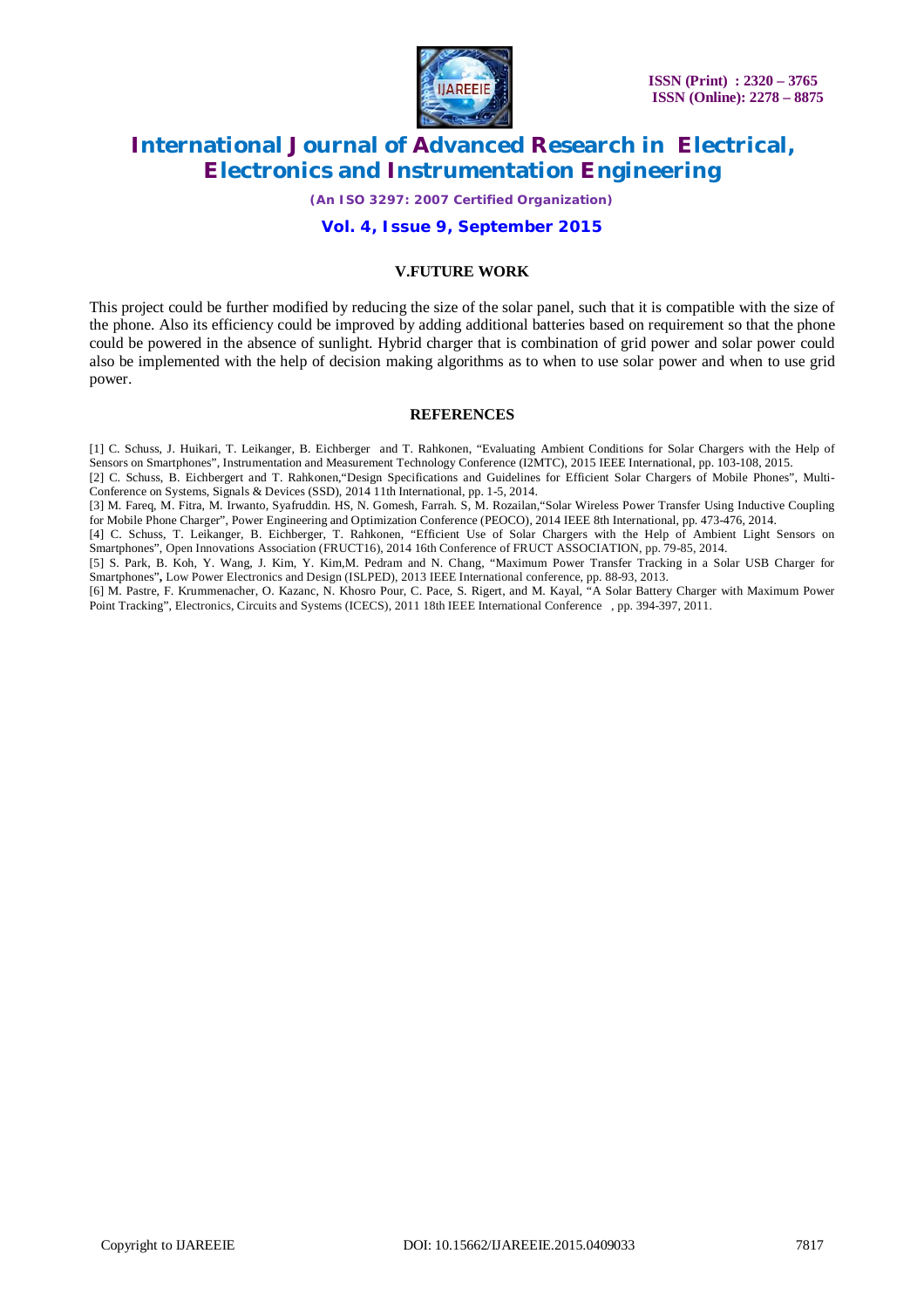## V.FUTURE WORK

This project could be further modified by reducing the size of the solar panel, such that it is compatible with the size of the phone. Also its efficiency could be improved by adding additional batteries based on requirement so that the phone could be powered in the absence of sunlight. Hybrid charger that is combination of grid power and solar power could also be implemented with the help of decision making algorithms as to when to use solar power and when to use grid power.

## REFERENCES

[1] C. Schuss, J. Huikari, T. Leikanger, B. Eichberger and T. Rahkonen, "Evaluating Ambient Conditions for Solar Chargers with the Help of Sensors on Smartphones", Instrumentation and Measurement Technology Conference (I2MTC), 2015 IEEE International, pp. 103-108, 2015.

[2] C. Schuss, B. Eichbergert and T. Rahkonen,"Design Specifications and Guidelines for Efficient Solar Chargers of Mobile Phones", Multi-Conference on Systems, Signals & Devices (SSD), 2014 11th International, pp. 1-5, 2014.

[3] M. Fareq, M. Fitra, M. Irwanto, Syafruddin. HS, N. Gomesh, Farrah. S, M. Rozailan,"Solar Wireless Power Transfer Using Inductive Coupling for Mobile Phone Charger", Power Engineering and Optimization Conference (PEOCO), 2014 IEEE 8th International, pp. 473-476, 2014.

[4] C. Schuss, T. Leikanger, B. Eichberger, T. Rahkonen, "Efficient Use of Solar Chargers with the Help of Ambient Light Sensors on Smartphones", Open Innovations Association (FRUCT16), 2014 16th Conference of FRUCT ASSOCIATION, pp. 79-85, 2014.

[5] S. Park, B. Koh, Y. Wang, J. Kim, Y. Kim,M. Pedram and N. Chang, "Maximum Power Transfer Tracking in a Solar USB Charger for Smartphones"**,** Low Power Electronics and Design (ISLPED), 2013 IEEE International conference, pp. 88-93, 2013.

[6] M. Pastre, F. Krummenacher, O. Kazanc, N. Khosro Pour, C. Pace, S. Rigert, and M. Kayal, "A Solar Battery Charger with Maximum Power Point Tracking", Electronics, Circuits and Systems (ICECS), 2011 18th IEEE International Conference , pp. 394-397, 2011.